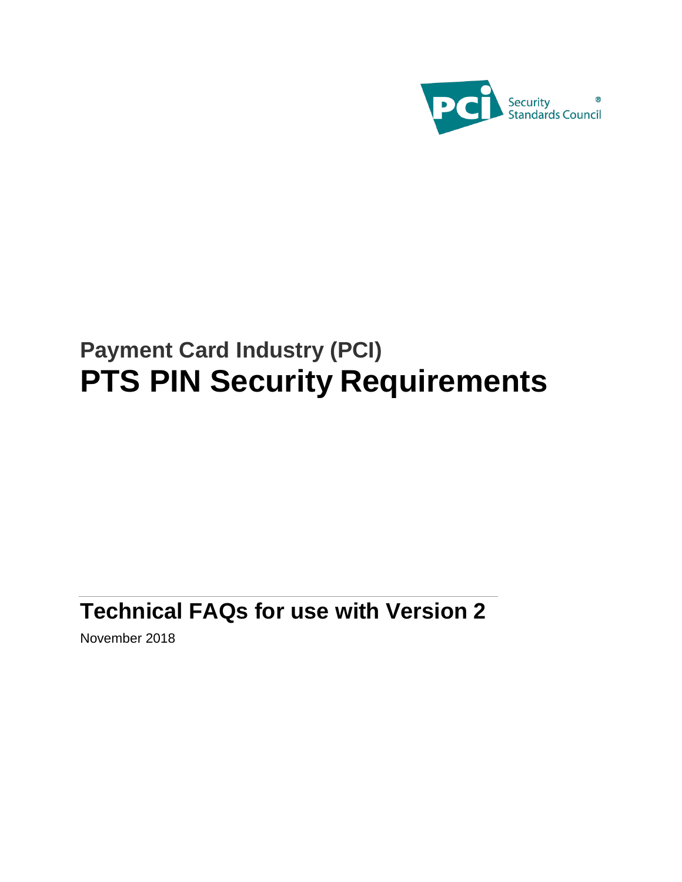PCI Security Standards Council®

## Payment Card Industry (PCI)

# PTS PIN Security Requirements

## Technical FAQs for use with Version 2

November 2018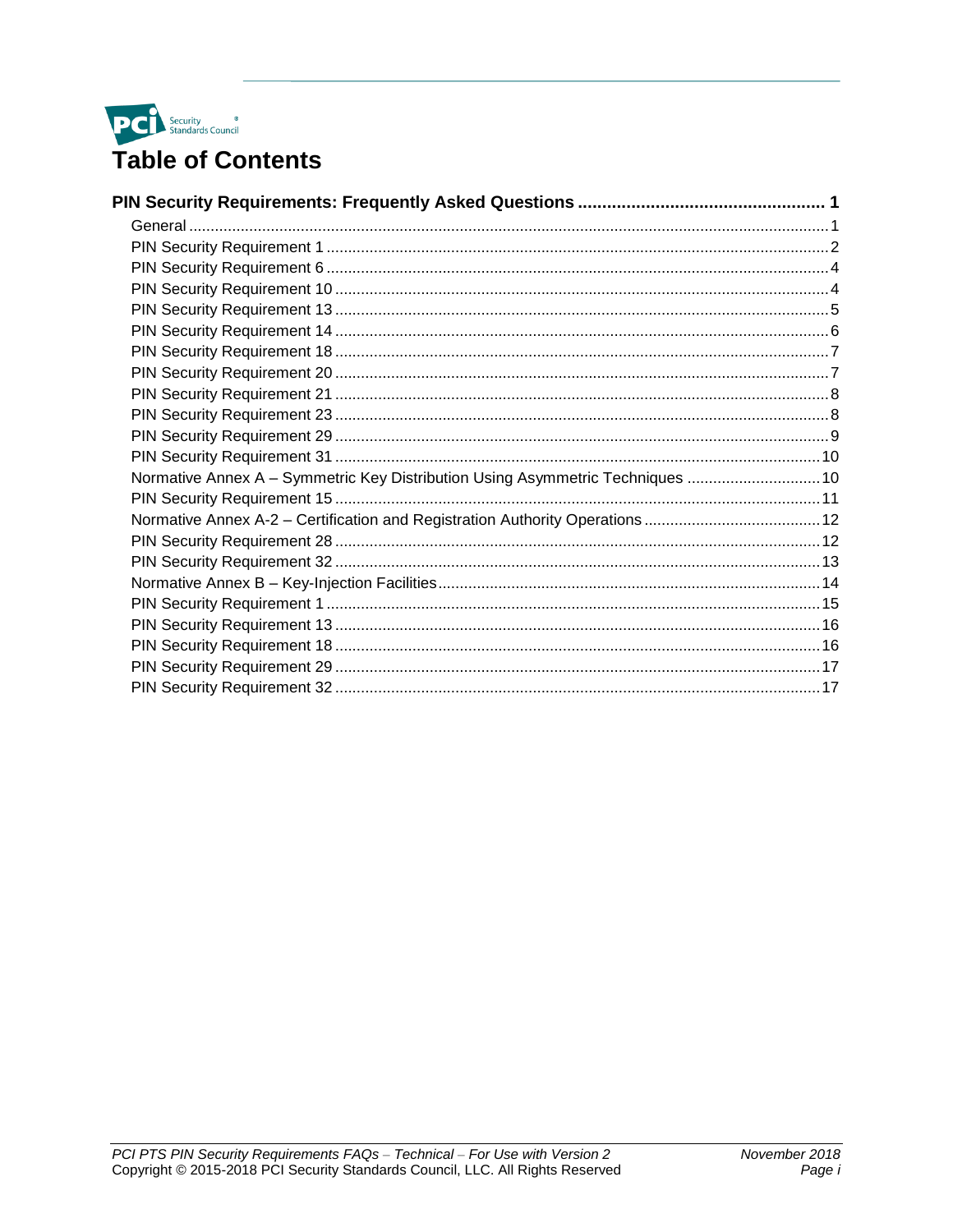# Table of Contents

**PIN Security Requirements: Frequently Asked Questions .................................................. 1**

- General ........................................................................................................................ 1
- PIN Security Requirement 1 ........................................................................................ 2
- PIN Security Requirement 6 ........................................................................................ 4
- PIN Security Requirement 10 ...................................................................................... 4
- PIN Security Requirement 13 ...................................................................................... 5
- PIN Security Requirement 14 ...................................................................................... 6
- PIN Security Requirement 18 ...................................................................................... 7
- PIN Security Requirement 20 ...................................................................................... 7
- PIN Security Requirement 21 ...................................................................................... 8
- PIN Security Requirement 23 ...................................................................................... 8
- PIN Security Requirement 29 ...................................................................................... 9
- PIN Security Requirement 31 .................................................................................... 10
- Normative Annex A – Symmetric Key Distribution Using Asymmetric Techniques ............................... 10
- PIN Security Requirement 15 .................................................................................... 11
- Normative Annex A-2 – Certification and Registration Authority Operations ......................................... 12
- PIN Security Requirement 28 .................................................................................... 12
- PIN Security Requirement 32 .................................................................................... 13
- Normative Annex B – Key-Injection Facilities ............................................................. 14
- PIN Security Requirement 1 ...................................................................................... 15
- PIN Security Requirement 13 .................................................................................... 16
- PIN Security Requirement 18 .................................................................................... 16
- PIN Security Requirement 29 .................................................................................... 17
- PIN Security Requirement 32 .................................................................................... 17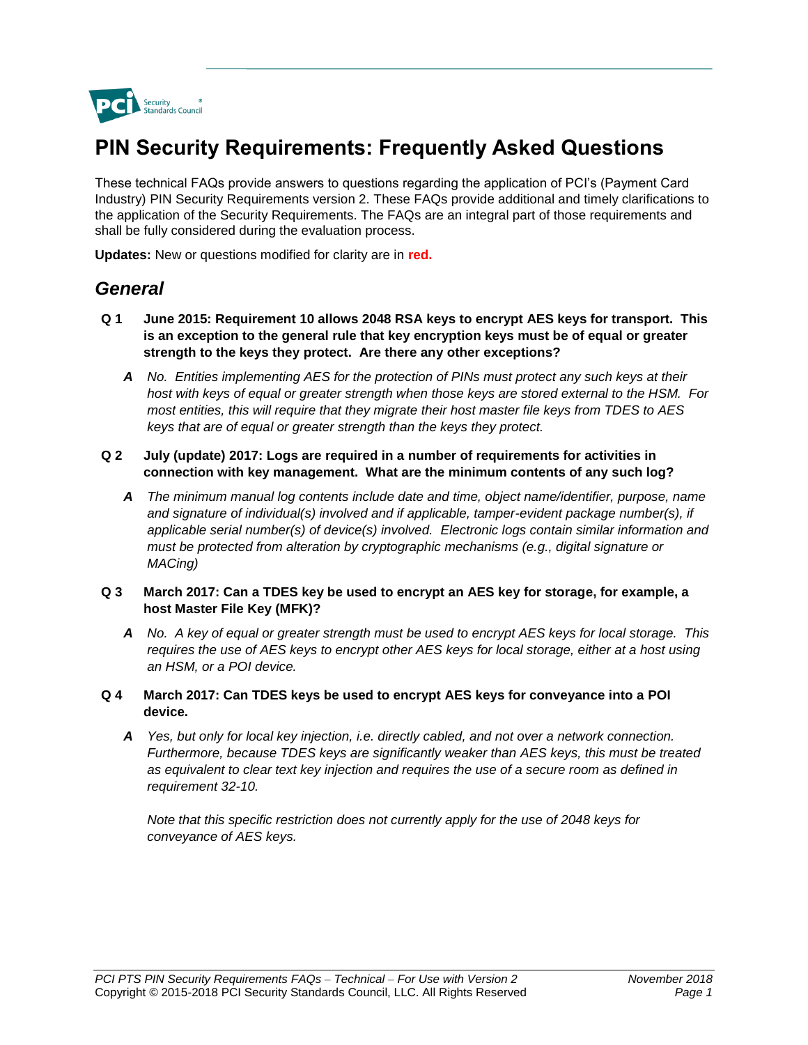# PIN Security Requirements: Frequently Asked Questions

These technical FAQs provide answers to questions regarding the application of PCI's (Payment Card Industry) PIN Security Requirements version 2. These FAQs provide additional and timely clarifications to the application of the Security Requirements. The FAQs are an integral part of those requirements and shall be fully considered during the evaluation process.

**Updates:** New or questions modified for clarity are in **red.**

## *General*

**Q 1 June 2015: Requirement 10 allows 2048 RSA keys to encrypt AES keys for transport. This is an exception to the general rule that key encryption keys must be of equal or greater strength to the keys they protect. Are there any other exceptions?**

***A*** *No. Entities implementing AES for the protection of PINs must protect any such keys at their host with keys of equal or greater strength when those keys are stored external to the HSM. For most entities, this will require that they migrate their host master file keys from TDES to AES keys that are of equal or greater strength than the keys they protect.*

**Q 2 July (update) 2017: Logs are required in a number of requirements for activities in connection with key management. What are the minimum contents of any such log?**

***A*** *The minimum manual log contents include date and time, object name/identifier, purpose, name and signature of individual(s) involved and if applicable, tamper-evident package number(s), if applicable serial number(s) of device(s) involved. Electronic logs contain similar information and must be protected from alteration by cryptographic mechanisms (e.g., digital signature or MACing)*

**Q 3 March 2017: Can a TDES key be used to encrypt an AES key for storage, for example, a host Master File Key (MFK)?**

***A*** *No. A key of equal or greater strength must be used to encrypt AES keys for local storage. This requires the use of AES keys to encrypt other AES keys for local storage, either at a host using an HSM, or a POI device.*

**Q 4 March 2017: Can TDES keys be used to encrypt AES keys for conveyance into a POI device.**

***A*** *Yes, but only for local key injection, i.e. directly cabled, and not over a network connection. Furthermore, because TDES keys are significantly weaker than AES keys, this must be treated as equivalent to clear text key injection and requires the use of a secure room as defined in requirement 32-10.*

*Note that this specific restriction does not currently apply for the use of 2048 keys for conveyance of AES keys.*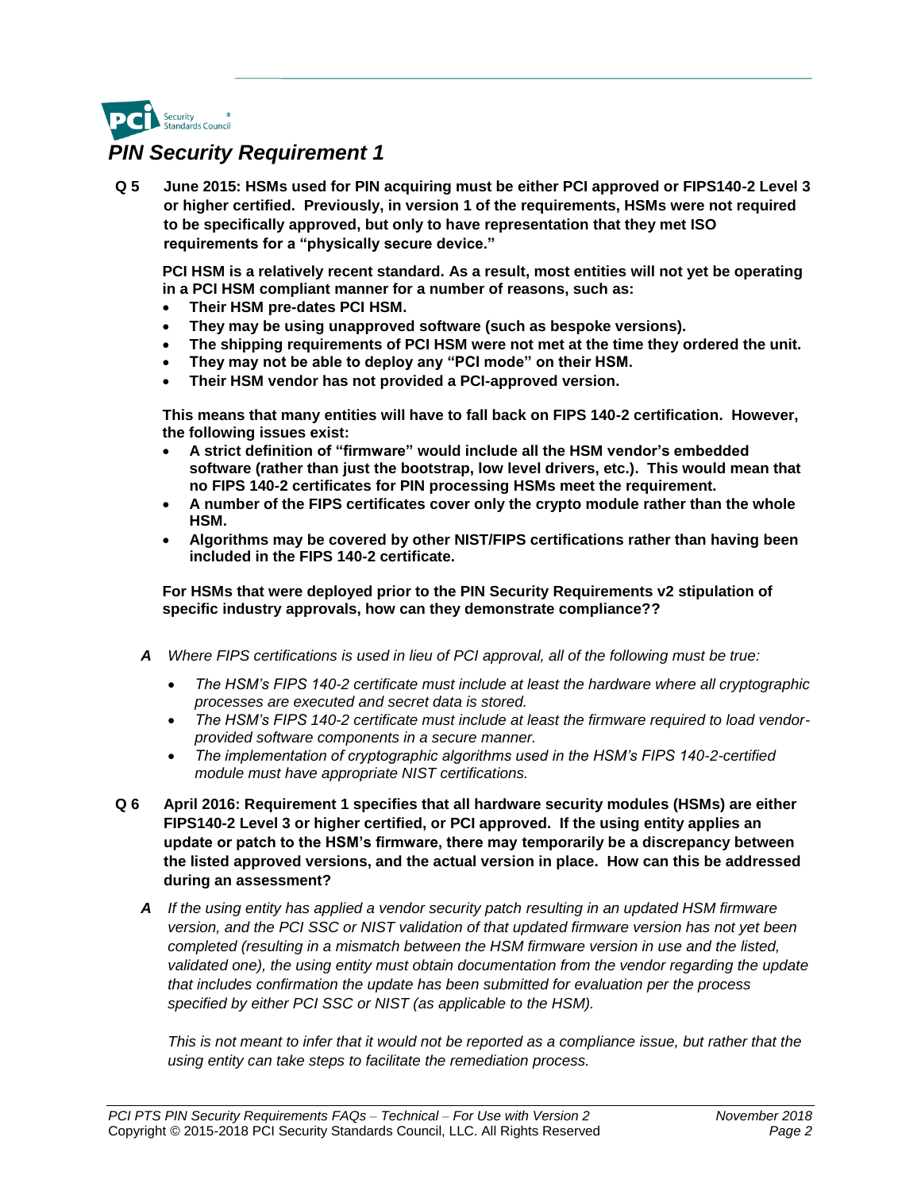## PIN Security Requirement 1

**Q 5 June 2015: HSMs used for PIN acquiring must be either PCI approved or FIPS140-2 Level 3 or higher certified. Previously, in version 1 of the requirements, HSMs were not required to be specifically approved, but only to have representation that they met ISO requirements for a "physically secure device."**

**PCI HSM is a relatively recent standard. As a result, most entities will not yet be operating in a PCI HSM compliant manner for a number of reasons, such as:**

- **Their HSM pre-dates PCI HSM.**
- **They may be using unapproved software (such as bespoke versions).**
- **The shipping requirements of PCI HSM were not met at the time they ordered the unit.**
- **They may not be able to deploy any "PCI mode" on their HSM.**
- **Their HSM vendor has not provided a PCI-approved version.**

**This means that many entities will have to fall back on FIPS 140-2 certification. However, the following issues exist:**

- **A strict definition of "firmware" would include all the HSM vendor's embedded software (rather than just the bootstrap, low level drivers, etc.). This would mean that no FIPS 140-2 certificates for PIN processing HSMs meet the requirement.**
- **A number of the FIPS certificates cover only the crypto module rather than the whole HSM.**
- **Algorithms may be covered by other NIST/FIPS certifications rather than having been included in the FIPS 140-2 certificate.**

**For HSMs that were deployed prior to the PIN Security Requirements v2 stipulation of specific industry approvals, how can they demonstrate compliance??**

***A*** *Where FIPS certifications is used in lieu of PCI approval, all of the following must be true:*

- *The HSM's FIPS 140-2 certificate must include at least the hardware where all cryptographic processes are executed and secret data is stored.*
- *The HSM's FIPS 140-2 certificate must include at least the firmware required to load vendor-provided software components in a secure manner.*
- *The implementation of cryptographic algorithms used in the HSM's FIPS 140-2-certified module must have appropriate NIST certifications.*

**Q 6 April 2016: Requirement 1 specifies that all hardware security modules (HSMs) are either FIPS140-2 Level 3 or higher certified, or PCI approved. If the using entity applies an update or patch to the HSM's firmware, there may temporarily be a discrepancy between the listed approved versions, and the actual version in place. How can this be addressed during an assessment?**

***A*** *If the using entity has applied a vendor security patch resulting in an updated HSM firmware version, and the PCI SSC or NIST validation of that updated firmware version has not yet been completed (resulting in a mismatch between the HSM firmware version in use and the listed, validated one), the using entity must obtain documentation from the vendor regarding the update that includes confirmation the update has been submitted for evaluation per the process specified by either PCI SSC or NIST (as applicable to the HSM).*

*This is not meant to infer that it would not be reported as a compliance issue, but rather that the using entity can take steps to facilitate the remediation process.*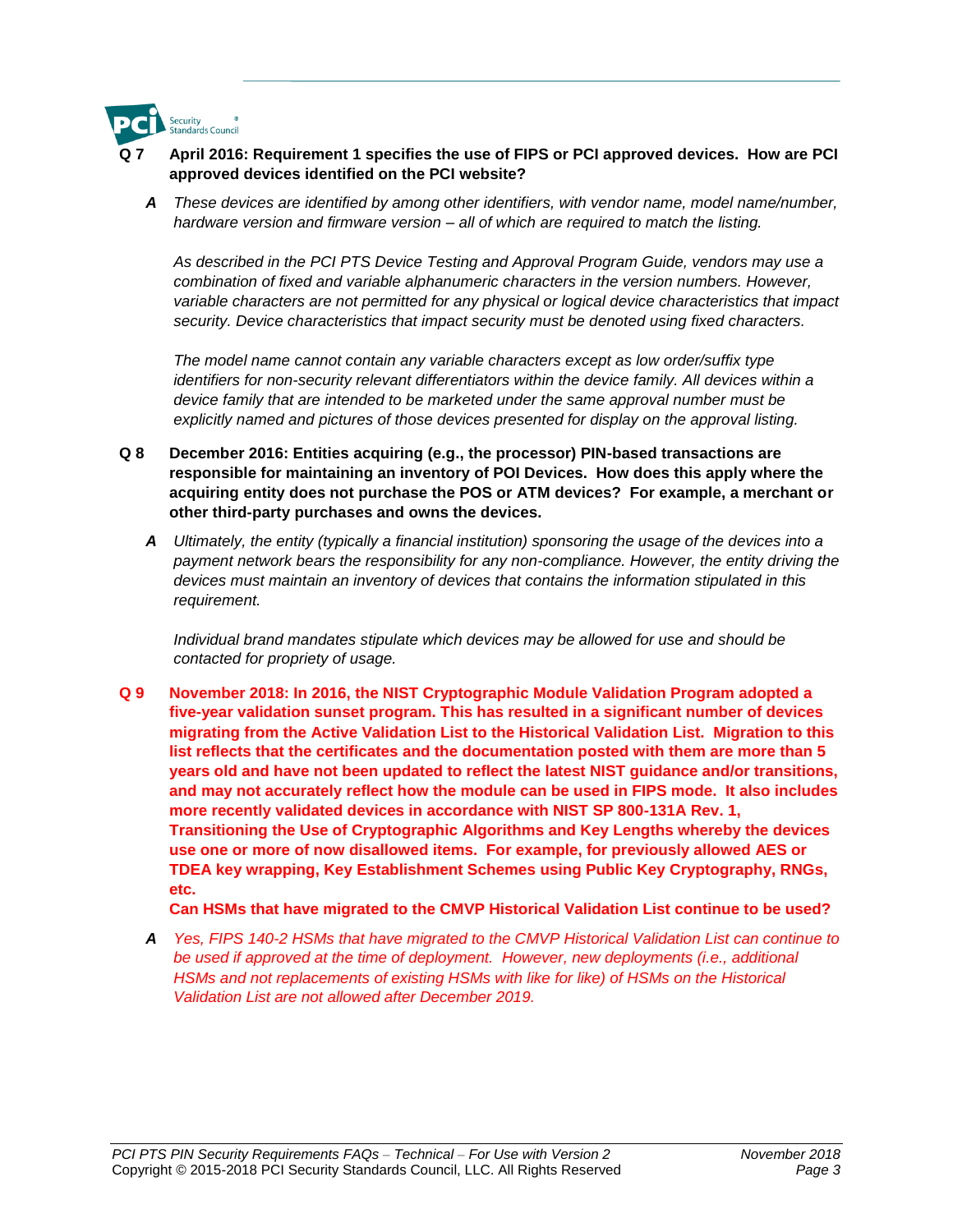**Q 7 April 2016: Requirement 1 specifies the use of FIPS or PCI approved devices. How are PCI approved devices identified on the PCI website?**

**A** *These devices are identified by among other identifiers, with vendor name, model name/number, hardware version and firmware version – all of which are required to match the listing.*

*As described in the PCI PTS Device Testing and Approval Program Guide, vendors may use a combination of fixed and variable alphanumeric characters in the version numbers. However, variable characters are not permitted for any physical or logical device characteristics that impact security. Device characteristics that impact security must be denoted using fixed characters.*

*The model name cannot contain any variable characters except as low order/suffix type identifiers for non-security relevant differentiators within the device family. All devices within a device family that are intended to be marketed under the same approval number must be explicitly named and pictures of those devices presented for display on the approval listing.*

**Q 8 December 2016: Entities acquiring (e.g., the processor) PIN-based transactions are responsible for maintaining an inventory of POI Devices. How does this apply where the acquiring entity does not purchase the POS or ATM devices? For example, a merchant or other third-party purchases and owns the devices.**

**A** *Ultimately, the entity (typically a financial institution) sponsoring the usage of the devices into a payment network bears the responsibility for any non-compliance. However, the entity driving the devices must maintain an inventory of devices that contains the information stipulated in this requirement.*

*Individual brand mandates stipulate which devices may be allowed for use and should be contacted for propriety of usage.*

**Q 9 November 2018: In 2016, the NIST Cryptographic Module Validation Program adopted a five-year validation sunset program. This has resulted in a significant number of devices migrating from the Active Validation List to the Historical Validation List. Migration to this list reflects that the certificates and the documentation posted with them are more than 5 years old and have not been updated to reflect the latest NIST guidance and/or transitions, and may not accurately reflect how the module can be used in FIPS mode. It also includes more recently validated devices in accordance with NIST SP 800-131A Rev. 1, Transitioning the Use of Cryptographic Algorithms and Key Lengths whereby the devices use one or more of now disallowed items. For example, for previously allowed AES or TDEA key wrapping, Key Establishment Schemes using Public Key Cryptography, RNGs, etc.**

**Can HSMs that have migrated to the CMVP Historical Validation List continue to be used?**

**A** *Yes, FIPS 140-2 HSMs that have migrated to the CMVP Historical Validation List can continue to be used if approved at the time of deployment. However, new deployments (i.e., additional HSMs and not replacements of existing HSMs with like for like) of HSMs on the Historical Validation List are not allowed after December 2019.*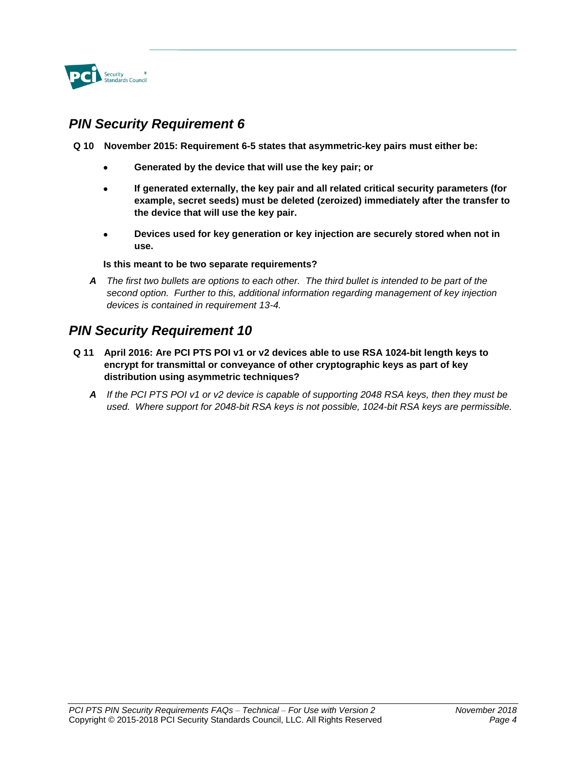## *PIN Security Requirement 6*

**Q 10 November 2015: Requirement 6-5 states that asymmetric-key pairs must either be:**

- **Generated by the device that will use the key pair; or**
- **If generated externally, the key pair and all related critical security parameters (for example, secret seeds) must be deleted (zeroized) immediately after the transfer to the device that will use the key pair.**
- **Devices used for key generation or key injection are securely stored when not in use.**

**Is this meant to be two separate requirements?**

***A*** *The first two bullets are options to each other. The third bullet is intended to be part of the second option. Further to this, additional information regarding management of key injection devices is contained in requirement 13-4.*

## *PIN Security Requirement 10*

**Q 11 April 2016: Are PCI PTS POI v1 or v2 devices able to use RSA 1024-bit length keys to encrypt for transmittal or conveyance of other cryptographic keys as part of key distribution using asymmetric techniques?**

***A*** *If the PCI PTS POI v1 or v2 device is capable of supporting 2048 RSA keys, then they must be used. Where support for 2048-bit RSA keys is not possible, 1024-bit RSA keys are permissible.*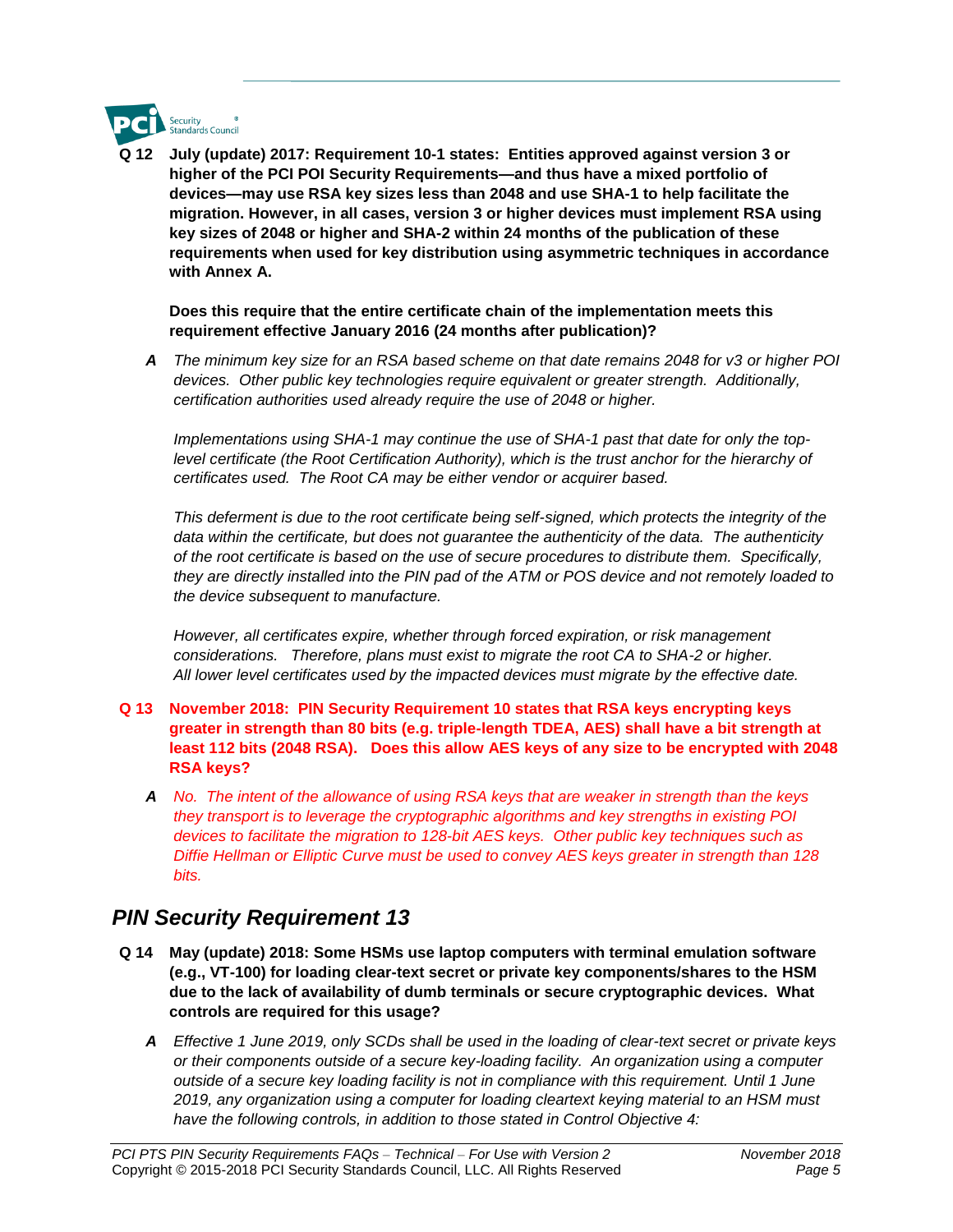**Q 12 July (update) 2017: Requirement 10-1 states: Entities approved against version 3 or higher of the PCI POI Security Requirements—and thus have a mixed portfolio of devices—may use RSA key sizes less than 2048 and use SHA-1 to help facilitate the migration. However, in all cases, version 3 or higher devices must implement RSA using key sizes of 2048 or higher and SHA-2 within 24 months of the publication of these requirements when used for key distribution using asymmetric techniques in accordance with Annex A.**

**Does this require that the entire certificate chain of the implementation meets this requirement effective January 2016 (24 months after publication)?**

**A** *The minimum key size for an RSA based scheme on that date remains 2048 for v3 or higher POI devices. Other public key technologies require equivalent or greater strength. Additionally, certification authorities used already require the use of 2048 or higher.*

*Implementations using SHA-1 may continue the use of SHA-1 past that date for only the top-level certificate (the Root Certification Authority), which is the trust anchor for the hierarchy of certificates used. The Root CA may be either vendor or acquirer based.*

*This deferment is due to the root certificate being self-signed, which protects the integrity of the data within the certificate, but does not guarantee the authenticity of the data. The authenticity of the root certificate is based on the use of secure procedures to distribute them. Specifically, they are directly installed into the PIN pad of the ATM or POS device and not remotely loaded to the device subsequent to manufacture.*

*However, all certificates expire, whether through forced expiration, or risk management considerations. Therefore, plans must exist to migrate the root CA to SHA-2 or higher. All lower level certificates used by the impacted devices must migrate by the effective date.*

**Q 13 November 2018: PIN Security Requirement 10 states that RSA keys encrypting keys greater in strength than 80 bits (e.g. triple-length TDEA, AES) shall have a bit strength at least 112 bits (2048 RSA). Does this allow AES keys of any size to be encrypted with 2048 RSA keys?**

**A** *No. The intent of the allowance of using RSA keys that are weaker in strength than the keys they transport is to leverage the cryptographic algorithms and key strengths in existing POI devices to facilitate the migration to 128-bit AES keys. Other public key techniques such as Diffie Hellman or Elliptic Curve must be used to convey AES keys greater in strength than 128 bits.*

## *PIN Security Requirement 13*

**Q 14 May (update) 2018: Some HSMs use laptop computers with terminal emulation software (e.g., VT-100) for loading clear-text secret or private key components/shares to the HSM due to the lack of availability of dumb terminals or secure cryptographic devices. What controls are required for this usage?**

**A** *Effective 1 June 2019, only SCDs shall be used in the loading of clear-text secret or private keys or their components outside of a secure key-loading facility. An organization using a computer outside of a secure key loading facility is not in compliance with this requirement. Until 1 June 2019, any organization using a computer for loading cleartext keying material to an HSM must have the following controls, in addition to those stated in Control Objective 4:*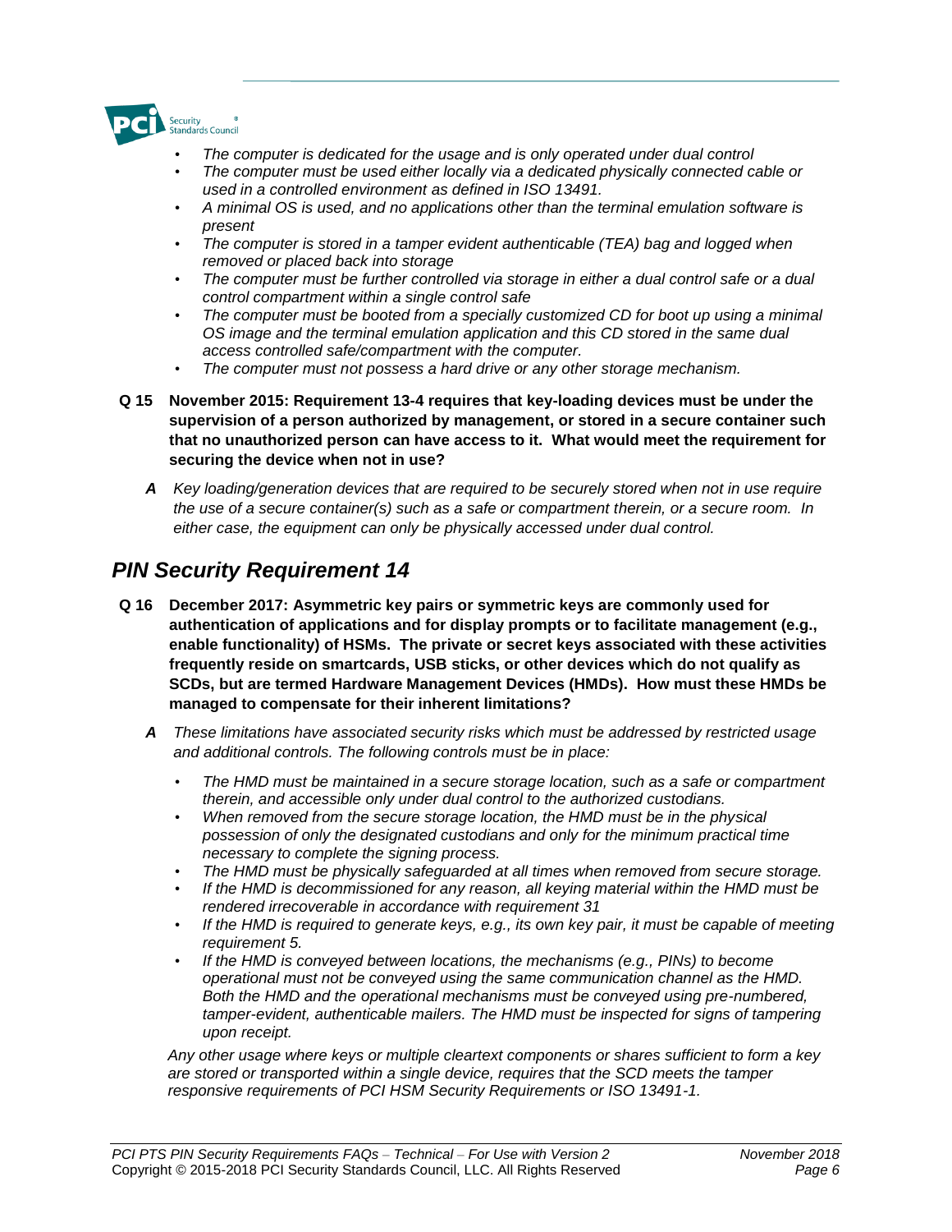- *The computer is dedicated for the usage and is only operated under dual control*
- *The computer must be used either locally via a dedicated physically connected cable or used in a controlled environment as defined in ISO 13491.*
- *A minimal OS is used, and no applications other than the terminal emulation software is present*
- *The computer is stored in a tamper evident authenticable (TEA) bag and logged when removed or placed back into storage*
- *The computer must be further controlled via storage in either a dual control safe or a dual control compartment within a single control safe*
- *The computer must be booted from a specially customized CD for boot up using a minimal OS image and the terminal emulation application and this CD stored in the same dual access controlled safe/compartment with the computer.*
- *The computer must not possess a hard drive or any other storage mechanism.*

**Q 15 November 2015: Requirement 13-4 requires that key-loading devices must be under the supervision of a person authorized by management, or stored in a secure container such that no unauthorized person can have access to it. What would meet the requirement for securing the device when not in use?**

***A*** *Key loading/generation devices that are required to be securely stored when not in use require the use of a secure container(s) such as a safe or compartment therein, or a secure room. In either case, the equipment can only be physically accessed under dual control.*

## *PIN Security Requirement 14*

**Q 16 December 2017: Asymmetric key pairs or symmetric keys are commonly used for authentication of applications and for display prompts or to facilitate management (e.g., enable functionality) of HSMs. The private or secret keys associated with these activities frequently reside on smartcards, USB sticks, or other devices which do not qualify as SCDs, but are termed Hardware Management Devices (HMDs). How must these HMDs be managed to compensate for their inherent limitations?**

***A*** *These limitations have associated security risks which must be addressed by restricted usage and additional controls. The following controls must be in place:*

- *The HMD must be maintained in a secure storage location, such as a safe or compartment therein, and accessible only under dual control to the authorized custodians.*
- *When removed from the secure storage location, the HMD must be in the physical possession of only the designated custodians and only for the minimum practical time necessary to complete the signing process.*
- *The HMD must be physically safeguarded at all times when removed from secure storage.*
- *If the HMD is decommissioned for any reason, all keying material within the HMD must be rendered irrecoverable in accordance with requirement 31*
- *If the HMD is required to generate keys, e.g., its own key pair, it must be capable of meeting requirement 5.*
- *If the HMD is conveyed between locations, the mechanisms (e.g., PINs) to become operational must not be conveyed using the same communication channel as the HMD. Both the HMD and the operational mechanisms must be conveyed using pre-numbered, tamper-evident, authenticable mailers. The HMD must be inspected for signs of tampering upon receipt.*

*Any other usage where keys or multiple cleartext components or shares sufficient to form a key are stored or transported within a single device, requires that the SCD meets the tamper responsive requirements of PCI HSM Security Requirements or ISO 13491-1.*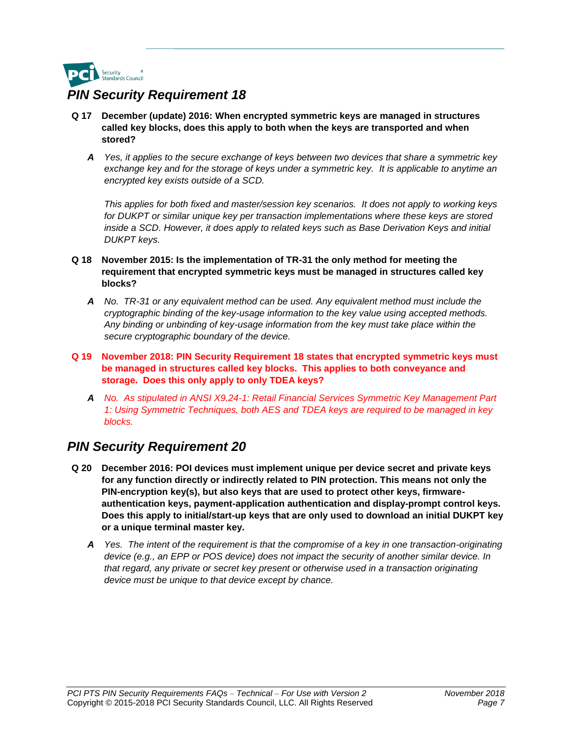## PIN Security Requirement 18

**Q 17 December (update) 2016: When encrypted symmetric keys are managed in structures called key blocks, does this apply to both when the keys are transported and when stored?**

**A** *Yes, it applies to the secure exchange of keys between two devices that share a symmetric key exchange key and for the storage of keys under a symmetric key. It is applicable to anytime an encrypted key exists outside of a SCD.*

*This applies for both fixed and master/session key scenarios. It does not apply to working keys for DUKPT or similar unique key per transaction implementations where these keys are stored inside a SCD. However, it does apply to related keys such as Base Derivation Keys and initial DUKPT keys.*

**Q 18 November 2015: Is the implementation of TR-31 the only method for meeting the requirement that encrypted symmetric keys must be managed in structures called key blocks?**

**A** *No. TR-31 or any equivalent method can be used. Any equivalent method must include the cryptographic binding of the key-usage information to the key value using accepted methods. Any binding or unbinding of key-usage information from the key must take place within the secure cryptographic boundary of the device.*

**Q 19 November 2018: PIN Security Requirement 18 states that encrypted symmetric keys must be managed in structures called key blocks. This applies to both conveyance and storage. Does this only apply to only TDEA keys?**

**A** *No. As stipulated in ANSI X9.24-1: Retail Financial Services Symmetric Key Management Part 1: Using Symmetric Techniques, both AES and TDEA keys are required to be managed in key blocks.*

## PIN Security Requirement 20

**Q 20 December 2016: POI devices must implement unique per device secret and private keys for any function directly or indirectly related to PIN protection. This means not only the PIN-encryption key(s), but also keys that are used to protect other keys, firmware-authentication keys, payment-application authentication and display-prompt control keys. Does this apply to initial/start-up keys that are only used to download an initial DUKPT key or a unique terminal master key.**

**A** *Yes. The intent of the requirement is that the compromise of a key in one transaction-originating device (e.g., an EPP or POS device) does not impact the security of another similar device. In that regard, any private or secret key present or otherwise used in a transaction originating device must be unique to that device except by chance.*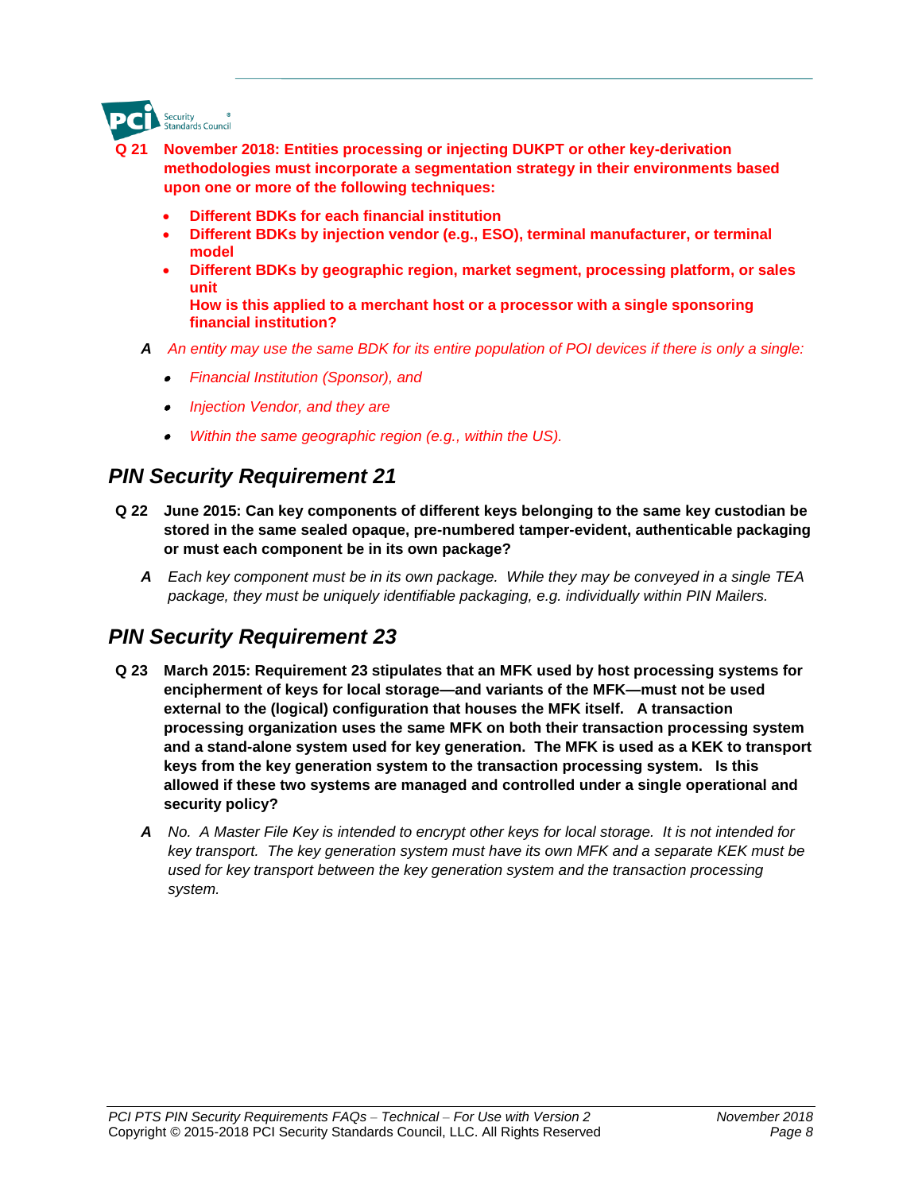**Q 21 November 2018: Entities processing or injecting DUKPT or other key-derivation methodologies must incorporate a segmentation strategy in their environments based upon one or more of the following techniques:**

- **Different BDKs for each financial institution**
- **Different BDKs by injection vendor (e.g., ESO), terminal manufacturer, or terminal model**
- **Different BDKs by geographic region, market segment, processing platform, or sales unit**

  **How is this applied to a merchant host or a processor with a single sponsoring financial institution?**

***A*** *An entity may use the same BDK for its entire population of POI devices if there is only a single:*

- *Financial Institution (Sponsor), and*
- *Injection Vendor, and they are*
- *Within the same geographic region (e.g., within the US).*

## PIN Security Requirement 21

**Q 22 June 2015: Can key components of different keys belonging to the same key custodian be stored in the same sealed opaque, pre-numbered tamper-evident, authenticable packaging or must each component be in its own package?**

***A*** *Each key component must be in its own package. While they may be conveyed in a single TEA package, they must be uniquely identifiable packaging, e.g. individually within PIN Mailers.*

## PIN Security Requirement 23

**Q 23 March 2015: Requirement 23 stipulates that an MFK used by host processing systems for encipherment of keys for local storage—and variants of the MFK—must not be used external to the (logical) configuration that houses the MFK itself. A transaction processing organization uses the same MFK on both their transaction processing system and a stand-alone system used for key generation. The MFK is used as a KEK to transport keys from the key generation system to the transaction processing system. Is this allowed if these two systems are managed and controlled under a single operational and security policy?**

***A*** *No. A Master File Key is intended to encrypt other keys for local storage. It is not intended for key transport. The key generation system must have its own MFK and a separate KEK must be used for key transport between the key generation system and the transaction processing system.*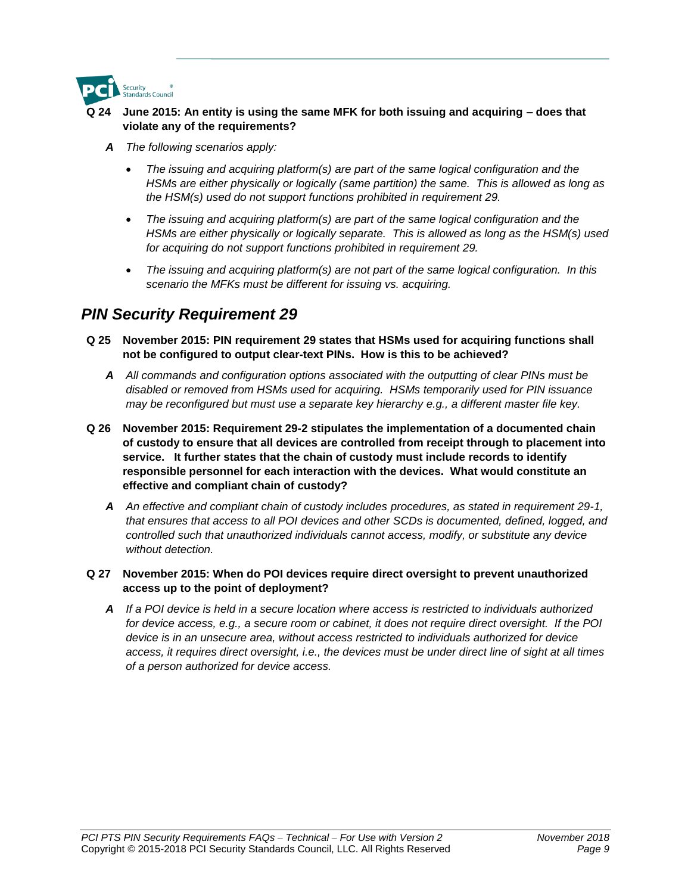**Q 24 June 2015: An entity is using the same MFK for both issuing and acquiring – does that violate any of the requirements?**

***A*** *The following scenarios apply:*

- *The issuing and acquiring platform(s) are part of the same logical configuration and the HSMs are either physically or logically (same partition) the same. This is allowed as long as the HSM(s) used do not support functions prohibited in requirement 29.*
- *The issuing and acquiring platform(s) are part of the same logical configuration and the HSMs are either physically or logically separate. This is allowed as long as the HSM(s) used for acquiring do not support functions prohibited in requirement 29.*
- *The issuing and acquiring platform(s) are not part of the same logical configuration. In this scenario the MFKs must be different for issuing vs. acquiring.*

## PIN Security Requirement 29

**Q 25 November 2015: PIN requirement 29 states that HSMs used for acquiring functions shall not be configured to output clear-text PINs. How is this to be achieved?**

***A*** *All commands and configuration options associated with the outputting of clear PINs must be disabled or removed from HSMs used for acquiring. HSMs temporarily used for PIN issuance may be reconfigured but must use a separate key hierarchy e.g., a different master file key.*

**Q 26 November 2015: Requirement 29-2 stipulates the implementation of a documented chain of custody to ensure that all devices are controlled from receipt through to placement into service. It further states that the chain of custody must include records to identify responsible personnel for each interaction with the devices. What would constitute an effective and compliant chain of custody?**

***A*** *An effective and compliant chain of custody includes procedures, as stated in requirement 29-1, that ensures that access to all POI devices and other SCDs is documented, defined, logged, and controlled such that unauthorized individuals cannot access, modify, or substitute any device without detection.*

**Q 27 November 2015: When do POI devices require direct oversight to prevent unauthorized access up to the point of deployment?**

***A*** *If a POI device is held in a secure location where access is restricted to individuals authorized for device access, e.g., a secure room or cabinet, it does not require direct oversight. If the POI device is in an unsecure area, without access restricted to individuals authorized for device access, it requires direct oversight, i.e., the devices must be under direct line of sight at all times of a person authorized for device access.*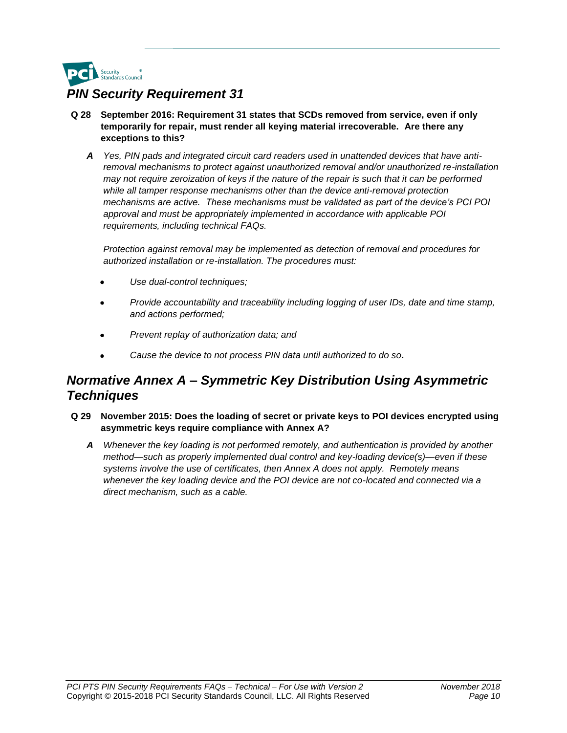## *PIN Security Requirement 31*

**Q 28 September 2016: Requirement 31 states that SCDs removed from service, even if only temporarily for repair, must render all keying material irrecoverable. Are there any exceptions to this?**

**A** *Yes, PIN pads and integrated circuit card readers used in unattended devices that have anti-removal mechanisms to protect against unauthorized removal and/or unauthorized re-installation may not require zeroization of keys if the nature of the repair is such that it can be performed while all tamper response mechanisms other than the device anti-removal protection mechanisms are active. These mechanisms must be validated as part of the device's PCI POI approval and must be appropriately implemented in accordance with applicable POI requirements, including technical FAQs.*

*Protection against removal may be implemented as detection of removal and procedures for authorized installation or re-installation. The procedures must:*

- *Use dual-control techniques;*
- *Provide accountability and traceability including logging of user IDs, date and time stamp, and actions performed;*
- *Prevent replay of authorization data; and*
- *Cause the device to not process PIN data until authorized to do so.*

## *Normative Annex A – Symmetric Key Distribution Using Asymmetric Techniques*

**Q 29 November 2015: Does the loading of secret or private keys to POI devices encrypted using asymmetric keys require compliance with Annex A?**

**A** *Whenever the key loading is not performed remotely, and authentication is provided by another method—such as properly implemented dual control and key-loading device(s)—even if these systems involve the use of certificates, then Annex A does not apply. Remotely means whenever the key loading device and the POI device are not co-located and connected via a direct mechanism, such as a cable.*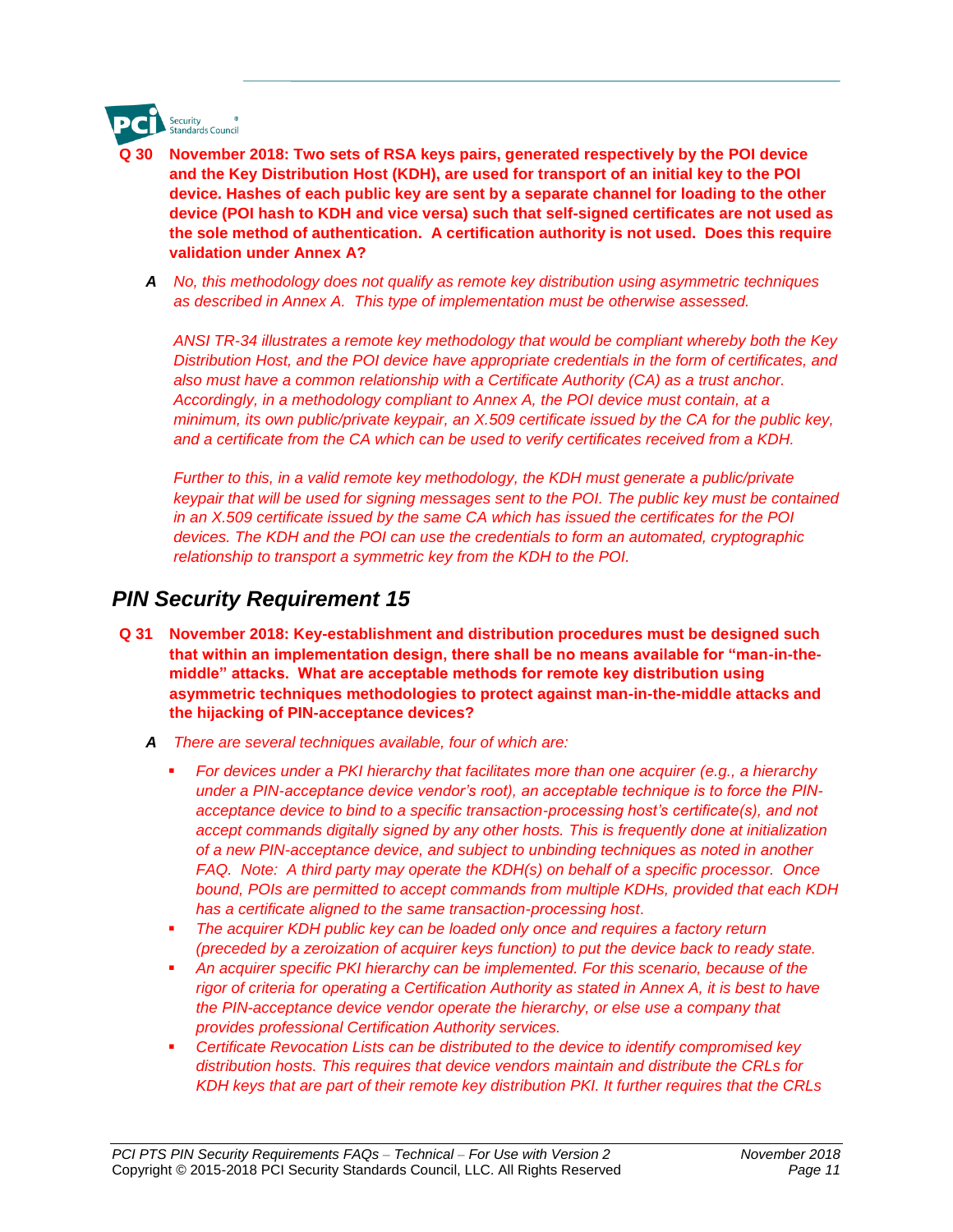**Q 30 November 2018: Two sets of RSA keys pairs, generated respectively by the POI device and the Key Distribution Host (KDH), are used for transport of an initial key to the POI device. Hashes of each public key are sent by a separate channel for loading to the other device (POI hash to KDH and vice versa) such that self-signed certificates are not used as the sole method of authentication. A certification authority is not used. Does this require validation under Annex A?**

***A*** *No, this methodology does not qualify as remote key distribution using asymmetric techniques as described in Annex A. This type of implementation must be otherwise assessed.*

*ANSI TR-34 illustrates a remote key methodology that would be compliant whereby both the Key Distribution Host, and the POI device have appropriate credentials in the form of certificates, and also must have a common relationship with a Certificate Authority (CA) as a trust anchor. Accordingly, in a methodology compliant to Annex A, the POI device must contain, at a minimum, its own public/private keypair, an X.509 certificate issued by the CA for the public key, and a certificate from the CA which can be used to verify certificates received from a KDH.*

*Further to this, in a valid remote key methodology, the KDH must generate a public/private keypair that will be used for signing messages sent to the POI. The public key must be contained in an X.509 certificate issued by the same CA which has issued the certificates for the POI devices. The KDH and the POI can use the credentials to form an automated, cryptographic relationship to transport a symmetric key from the KDH to the POI.*

## *PIN Security Requirement 15*

**Q 31 November 2018: Key-establishment and distribution procedures must be designed such that within an implementation design, there shall be no means available for "man-in-the-middle" attacks. What are acceptable methods for remote key distribution using asymmetric techniques methodologies to protect against man-in-the-middle attacks and the hijacking of PIN-acceptance devices?**

***A*** *There are several techniques available, four of which are:*

- *For devices under a PKI hierarchy that facilitates more than one acquirer (e.g., a hierarchy under a PIN-acceptance device vendor's root), an acceptable technique is to force the PIN-acceptance device to bind to a specific transaction-processing host's certificate(s), and not accept commands digitally signed by any other hosts. This is frequently done at initialization of a new PIN-acceptance device, and subject to unbinding techniques as noted in another FAQ. Note: A third party may operate the KDH(s) on behalf of a specific processor. Once bound, POIs are permitted to accept commands from multiple KDHs, provided that each KDH has a certificate aligned to the same transaction-processing host.*
- *The acquirer KDH public key can be loaded only once and requires a factory return (preceded by a zeroization of acquirer keys function) to put the device back to ready state.*
- *An acquirer specific PKI hierarchy can be implemented. For this scenario, because of the rigor of criteria for operating a Certification Authority as stated in Annex A, it is best to have the PIN-acceptance device vendor operate the hierarchy, or else use a company that provides professional Certification Authority services.*
- *Certificate Revocation Lists can be distributed to the device to identify compromised key distribution hosts. This requires that device vendors maintain and distribute the CRLs for KDH keys that are part of their remote key distribution PKI. It further requires that the CRLs*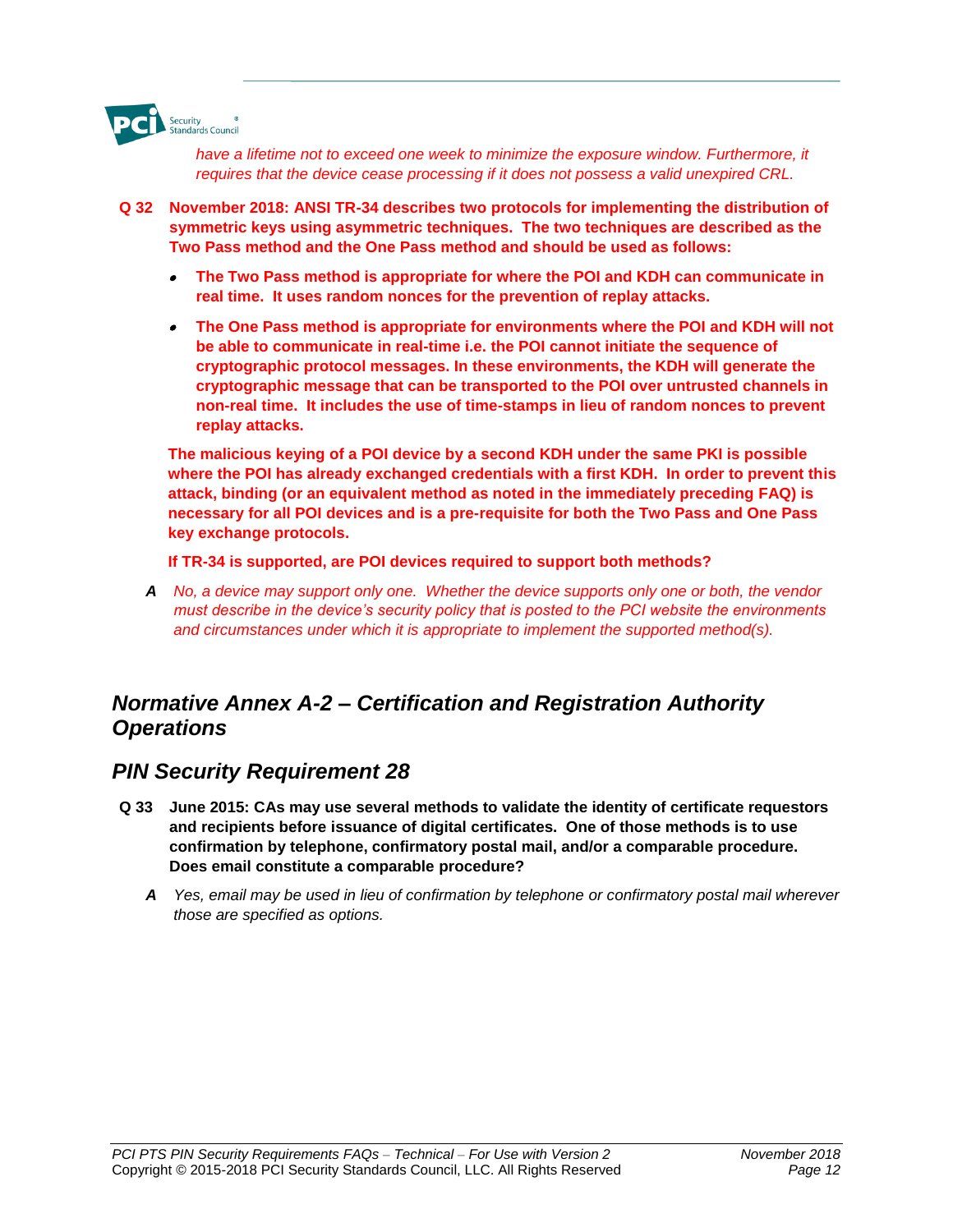*have a lifetime not to exceed one week to minimize the exposure window. Furthermore, it requires that the device cease processing if it does not possess a valid unexpired CRL.*

**Q 32 November 2018: ANSI TR-34 describes two protocols for implementing the distribution of symmetric keys using asymmetric techniques. The two techniques are described as the Two Pass method and the One Pass method and should be used as follows:**

- **The Two Pass method is appropriate for where the POI and KDH can communicate in real time. It uses random nonces for the prevention of replay attacks.**
- **The One Pass method is appropriate for environments where the POI and KDH will not be able to communicate in real-time i.e. the POI cannot initiate the sequence of cryptographic protocol messages. In these environments, the KDH will generate the cryptographic message that can be transported to the POI over untrusted channels in non-real time. It includes the use of time-stamps in lieu of random nonces to prevent replay attacks.**

**The malicious keying of a POI device by a second KDH under the same PKI is possible where the POI has already exchanged credentials with a first KDH. In order to prevent this attack, binding (or an equivalent method as noted in the immediately preceding FAQ) is necessary for all POI devices and is a pre-requisite for both the Two Pass and One Pass key exchange protocols.**

**If TR-34 is supported, are POI devices required to support both methods?**

***A*** *No, a device may support only one. Whether the device supports only one or both, the vendor must describe in the device's security policy that is posted to the PCI website the environments and circumstances under which it is appropriate to implement the supported method(s).*

## *Normative Annex A-2 – Certification and Registration Authority Operations*

## *PIN Security Requirement 28*

**Q 33 June 2015: CAs may use several methods to validate the identity of certificate requestors and recipients before issuance of digital certificates. One of those methods is to use confirmation by telephone, confirmatory postal mail, and/or a comparable procedure. Does email constitute a comparable procedure?**

***A*** *Yes, email may be used in lieu of confirmation by telephone or confirmatory postal mail wherever those are specified as options.*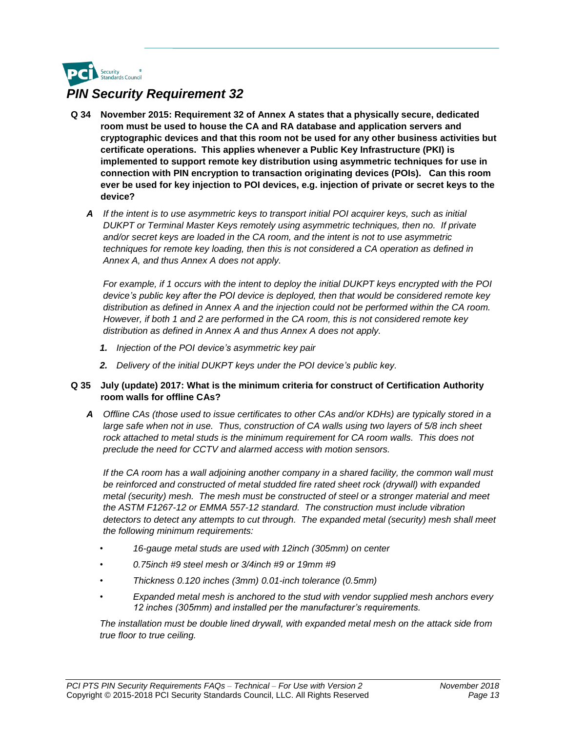## *PIN Security Requirement 32*

**Q 34 November 2015: Requirement 32 of Annex A states that a physically secure, dedicated room must be used to house the CA and RA database and application servers and cryptographic devices and that this room not be used for any other business activities but certificate operations. This applies whenever a Public Key Infrastructure (PKI) is implemented to support remote key distribution using asymmetric techniques for use in connection with PIN encryption to transaction originating devices (POIs). Can this room ever be used for key injection to POI devices, e.g. injection of private or secret keys to the device?**

***A*** *If the intent is to use asymmetric keys to transport initial POI acquirer keys, such as initial DUKPT or Terminal Master Keys remotely using asymmetric techniques, then no. If private and/or secret keys are loaded in the CA room, and the intent is not to use asymmetric techniques for remote key loading, then this is not considered a CA operation as defined in Annex A, and thus Annex A does not apply.*

*For example, if 1 occurs with the intent to deploy the initial DUKPT keys encrypted with the POI device's public key after the POI device is deployed, then that would be considered remote key distribution as defined in Annex A and the injection could not be performed within the CA room. However, if both 1 and 2 are performed in the CA room, this is not considered remote key distribution as defined in Annex A and thus Annex A does not apply.*

1. *Injection of the POI device's asymmetric key pair*
2. *Delivery of the initial DUKPT keys under the POI device's public key.*

**Q 35 July (update) 2017: What is the minimum criteria for construct of Certification Authority room walls for offline CAs?**

***A*** *Offline CAs (those used to issue certificates to other CAs and/or KDHs) are typically stored in a large safe when not in use. Thus, construction of CA walls using two layers of 5/8 inch sheet rock attached to metal studs is the minimum requirement for CA room walls. This does not preclude the need for CCTV and alarmed access with motion sensors.*

*If the CA room has a wall adjoining another company in a shared facility, the common wall must be reinforced and constructed of metal studded fire rated sheet rock (drywall) with expanded metal (security) mesh. The mesh must be constructed of steel or a stronger material and meet the ASTM F1267-12 or EMMA 557-12 standard. The construction must include vibration detectors to detect any attempts to cut through. The expanded metal (security) mesh shall meet the following minimum requirements:*

- *16-gauge metal studs are used with 12inch (305mm) on center*
- *0.75inch #9 steel mesh or 3/4inch #9 or 19mm #9*
- *Thickness 0.120 inches (3mm) 0.01-inch tolerance (0.5mm)*
- *Expanded metal mesh is anchored to the stud with vendor supplied mesh anchors every 12 inches (305mm) and installed per the manufacturer's requirements.*

*The installation must be double lined drywall, with expanded metal mesh on the attack side from true floor to true ceiling.*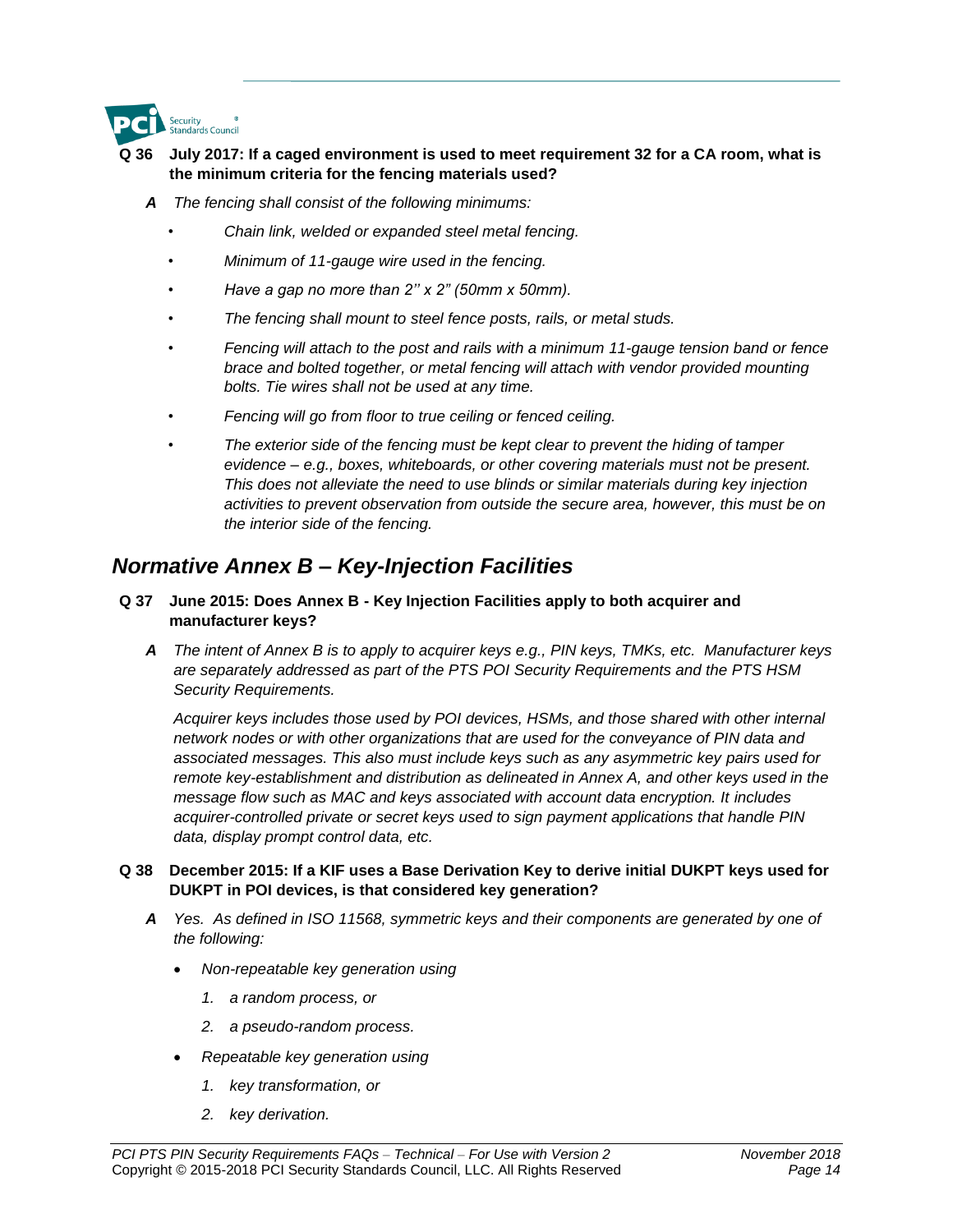**Q 36 July 2017: If a caged environment is used to meet requirement 32 for a CA room, what is the minimum criteria for the fencing materials used?**

**A** *The fencing shall consist of the following minimums:*

- *Chain link, welded or expanded steel metal fencing.*
- *Minimum of 11-gauge wire used in the fencing.*
- *Have a gap no more than 2'' x 2" (50mm x 50mm).*
- *The fencing shall mount to steel fence posts, rails, or metal studs.*
- *Fencing will attach to the post and rails with a minimum 11-gauge tension band or fence brace and bolted together, or metal fencing will attach with vendor provided mounting bolts. Tie wires shall not be used at any time.*
- *Fencing will go from floor to true ceiling or fenced ceiling.*
- *The exterior side of the fencing must be kept clear to prevent the hiding of tamper evidence – e.g., boxes, whiteboards, or other covering materials must not be present. This does not alleviate the need to use blinds or similar materials during key injection activities to prevent observation from outside the secure area, however, this must be on the interior side of the fencing.*

## *Normative Annex B – Key-Injection Facilities*

**Q 37 June 2015: Does Annex B - Key Injection Facilities apply to both acquirer and manufacturer keys?**

**A** *The intent of Annex B is to apply to acquirer keys e.g., PIN keys, TMKs, etc. Manufacturer keys are separately addressed as part of the PTS POI Security Requirements and the PTS HSM Security Requirements.*

*Acquirer keys includes those used by POI devices, HSMs, and those shared with other internal network nodes or with other organizations that are used for the conveyance of PIN data and associated messages. This also must include keys such as any asymmetric key pairs used for remote key-establishment and distribution as delineated in Annex A, and other keys used in the message flow such as MAC and keys associated with account data encryption. It includes acquirer-controlled private or secret keys used to sign payment applications that handle PIN data, display prompt control data, etc.*

**Q 38 December 2015: If a KIF uses a Base Derivation Key to derive initial DUKPT keys used for DUKPT in POI devices, is that considered key generation?**

**A** *Yes. As defined in ISO 11568, symmetric keys and their components are generated by one of the following:*

- *Non-repeatable key generation using*
  1. *a random process, or*
  2. *a pseudo-random process.*
- *Repeatable key generation using*
  1. *key transformation, or*
  2. *key derivation.*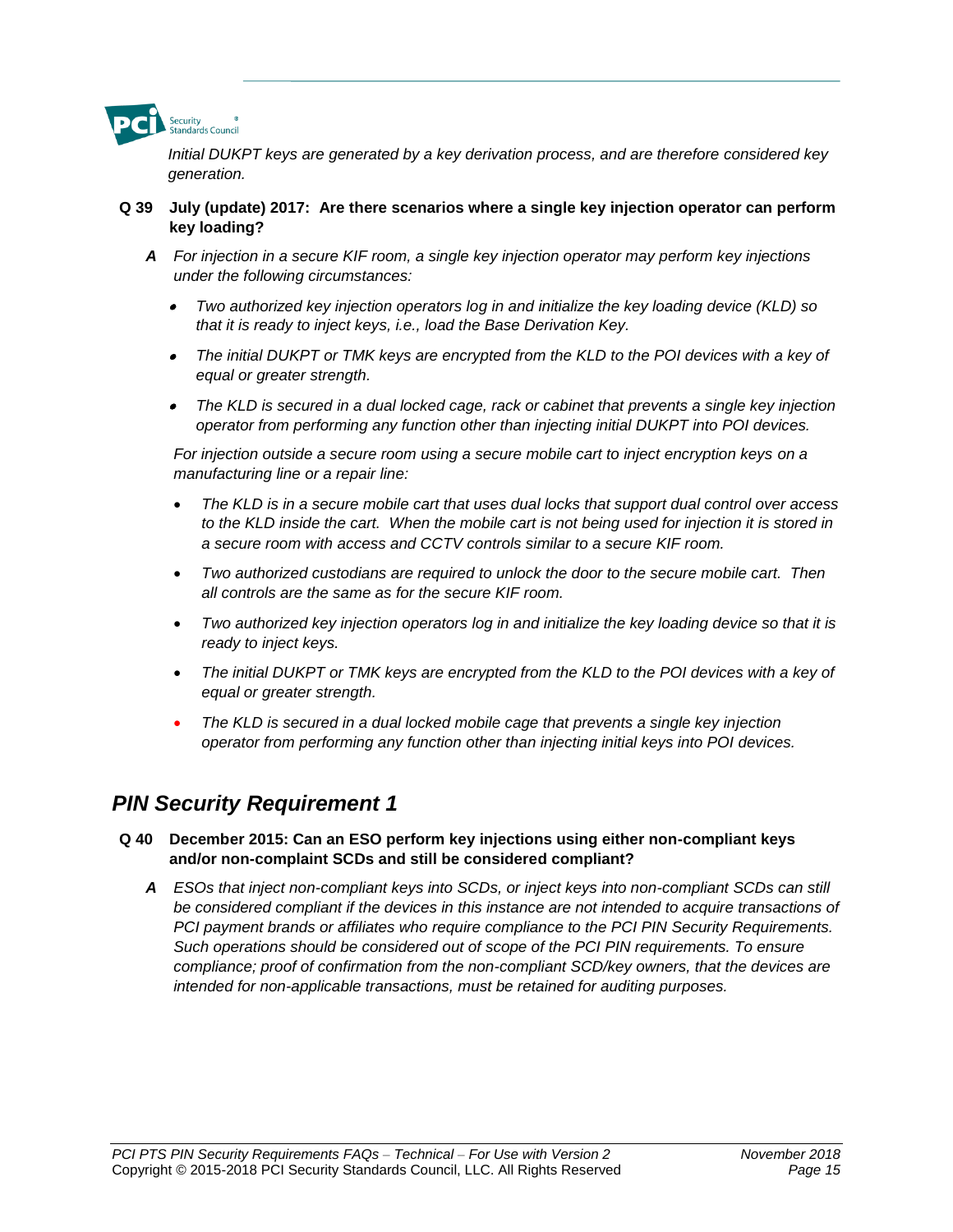*Initial DUKPT keys are generated by a key derivation process, and are therefore considered key generation.*

**Q 39 July (update) 2017: Are there scenarios where a single key injection operator can perform key loading?**

**A** *For injection in a secure KIF room, a single key injection operator may perform key injections under the following circumstances:*

- *Two authorized key injection operators log in and initialize the key loading device (KLD) so that it is ready to inject keys, i.e., load the Base Derivation Key.*
- *The initial DUKPT or TMK keys are encrypted from the KLD to the POI devices with a key of equal or greater strength.*
- *The KLD is secured in a dual locked cage, rack or cabinet that prevents a single key injection operator from performing any function other than injecting initial DUKPT into POI devices.*

*For injection outside a secure room using a secure mobile cart to inject encryption keys on a manufacturing line or a repair line:*

- *The KLD is in a secure mobile cart that uses dual locks that support dual control over access to the KLD inside the cart. When the mobile cart is not being used for injection it is stored in a secure room with access and CCTV controls similar to a secure KIF room.*
- *Two authorized custodians are required to unlock the door to the secure mobile cart. Then all controls are the same as for the secure KIF room.*
- *Two authorized key injection operators log in and initialize the key loading device so that it is ready to inject keys.*
- *The initial DUKPT or TMK keys are encrypted from the KLD to the POI devices with a key of equal or greater strength.*
- *The KLD is secured in a dual locked mobile cage that prevents a single key injection operator from performing any function other than injecting initial keys into POI devices.*

## *PIN Security Requirement 1*

**Q 40 December 2015: Can an ESO perform key injections using either non-compliant keys and/or non-complaint SCDs and still be considered compliant?**

**A** *ESOs that inject non-compliant keys into SCDs, or inject keys into non-compliant SCDs can still be considered compliant if the devices in this instance are not intended to acquire transactions of PCI payment brands or affiliates who require compliance to the PCI PIN Security Requirements. Such operations should be considered out of scope of the PCI PIN requirements. To ensure compliance; proof of confirmation from the non-compliant SCD/key owners, that the devices are intended for non-applicable transactions, must be retained for auditing purposes.*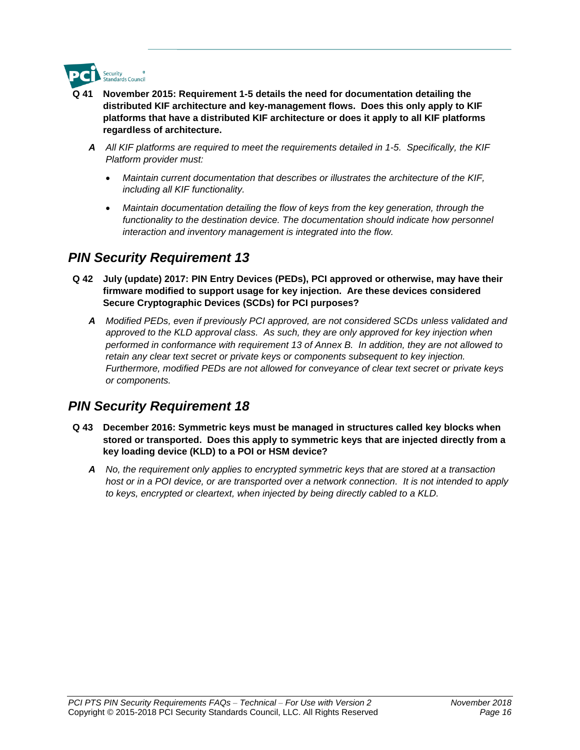**Q 41 November 2015: Requirement 1-5 details the need for documentation detailing the distributed KIF architecture and key-management flows. Does this only apply to KIF platforms that have a distributed KIF architecture or does it apply to all KIF platforms regardless of architecture.**

**A** *All KIF platforms are required to meet the requirements detailed in 1-5. Specifically, the KIF Platform provider must:*

- *Maintain current documentation that describes or illustrates the architecture of the KIF, including all KIF functionality.*
- *Maintain documentation detailing the flow of keys from the key generation, through the functionality to the destination device. The documentation should indicate how personnel interaction and inventory management is integrated into the flow.*

## *PIN Security Requirement 13*

**Q 42 July (update) 2017: PIN Entry Devices (PEDs), PCI approved or otherwise, may have their firmware modified to support usage for key injection. Are these devices considered Secure Cryptographic Devices (SCDs) for PCI purposes?**

**A** *Modified PEDs, even if previously PCI approved, are not considered SCDs unless validated and approved to the KLD approval class. As such, they are only approved for key injection when performed in conformance with requirement 13 of Annex B. In addition, they are not allowed to retain any clear text secret or private keys or components subsequent to key injection. Furthermore, modified PEDs are not allowed for conveyance of clear text secret or private keys or components.*

## *PIN Security Requirement 18*

**Q 43 December 2016: Symmetric keys must be managed in structures called key blocks when stored or transported. Does this apply to symmetric keys that are injected directly from a key loading device (KLD) to a POI or HSM device?**

**A** *No, the requirement only applies to encrypted symmetric keys that are stored at a transaction host or in a POI device, or are transported over a network connection. It is not intended to apply to keys, encrypted or cleartext, when injected by being directly cabled to a KLD.*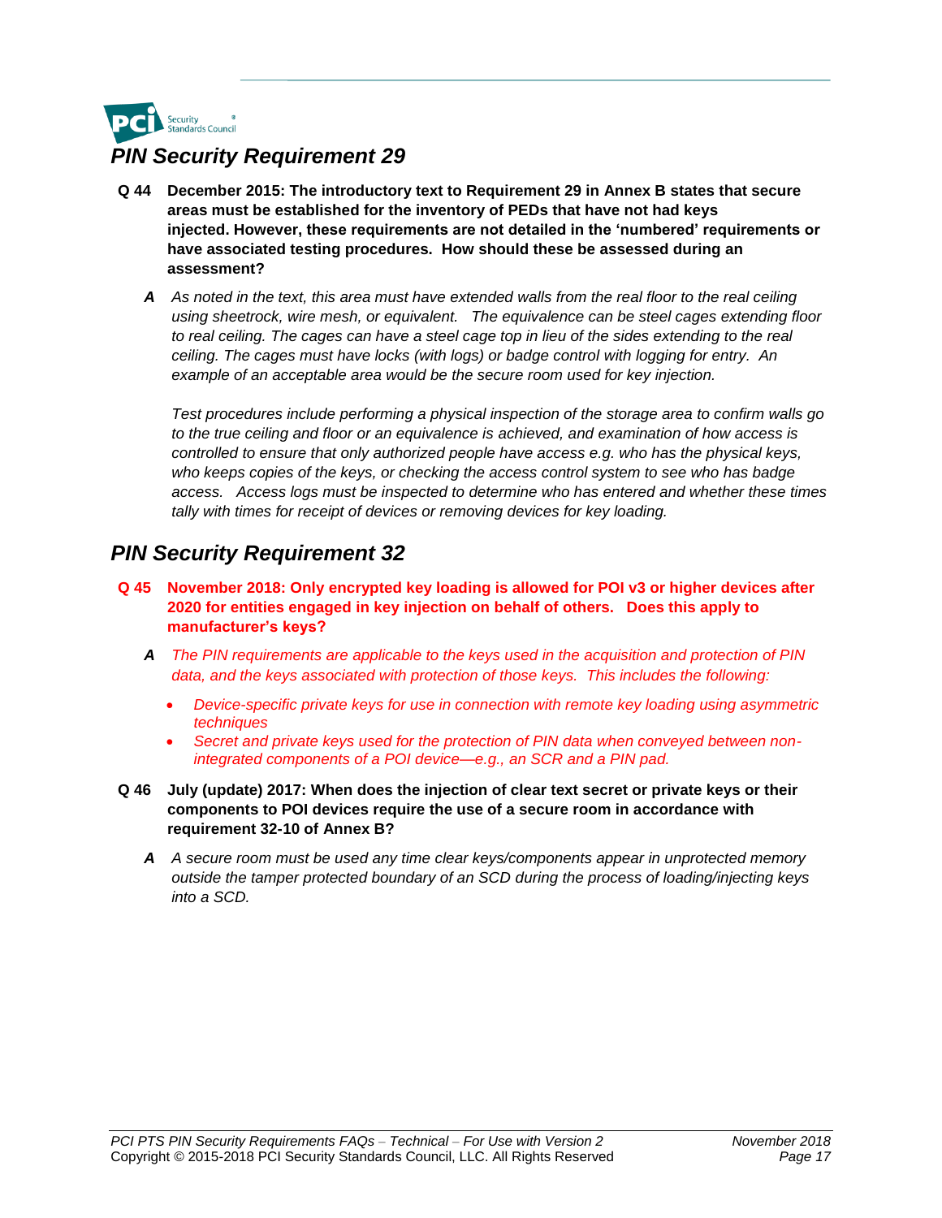## PIN Security Requirement 29

**Q 44 December 2015: The introductory text to Requirement 29 in Annex B states that secure areas must be established for the inventory of PEDs that have not had keys injected. However, these requirements are not detailed in the 'numbered' requirements or have associated testing procedures. How should these be assessed during an assessment?**

**A** *As noted in the text, this area must have extended walls from the real floor to the real ceiling using sheetrock, wire mesh, or equivalent. The equivalence can be steel cages extending floor to real ceiling. The cages can have a steel cage top in lieu of the sides extending to the real ceiling. The cages must have locks (with logs) or badge control with logging for entry. An example of an acceptable area would be the secure room used for key injection.*

*Test procedures include performing a physical inspection of the storage area to confirm walls go to the true ceiling and floor or an equivalence is achieved, and examination of how access is controlled to ensure that only authorized people have access e.g. who has the physical keys, who keeps copies of the keys, or checking the access control system to see who has badge access. Access logs must be inspected to determine who has entered and whether these times tally with times for receipt of devices or removing devices for key loading.*

## PIN Security Requirement 32

**Q 45 November 2018: Only encrypted key loading is allowed for POI v3 or higher devices after 2020 for entities engaged in key injection on behalf of others. Does this apply to manufacturer's keys?**

**A** *The PIN requirements are applicable to the keys used in the acquisition and protection of PIN data, and the keys associated with protection of those keys. This includes the following:*

- *Device-specific private keys for use in connection with remote key loading using asymmetric techniques*
- *Secret and private keys used for the protection of PIN data when conveyed between non-integrated components of a POI device—e.g., an SCR and a PIN pad.*

**Q 46 July (update) 2017: When does the injection of clear text secret or private keys or their components to POI devices require the use of a secure room in accordance with requirement 32-10 of Annex B?**

**A** *A secure room must be used any time clear keys/components appear in unprotected memory outside the tamper protected boundary of an SCD during the process of loading/injecting keys into a SCD.*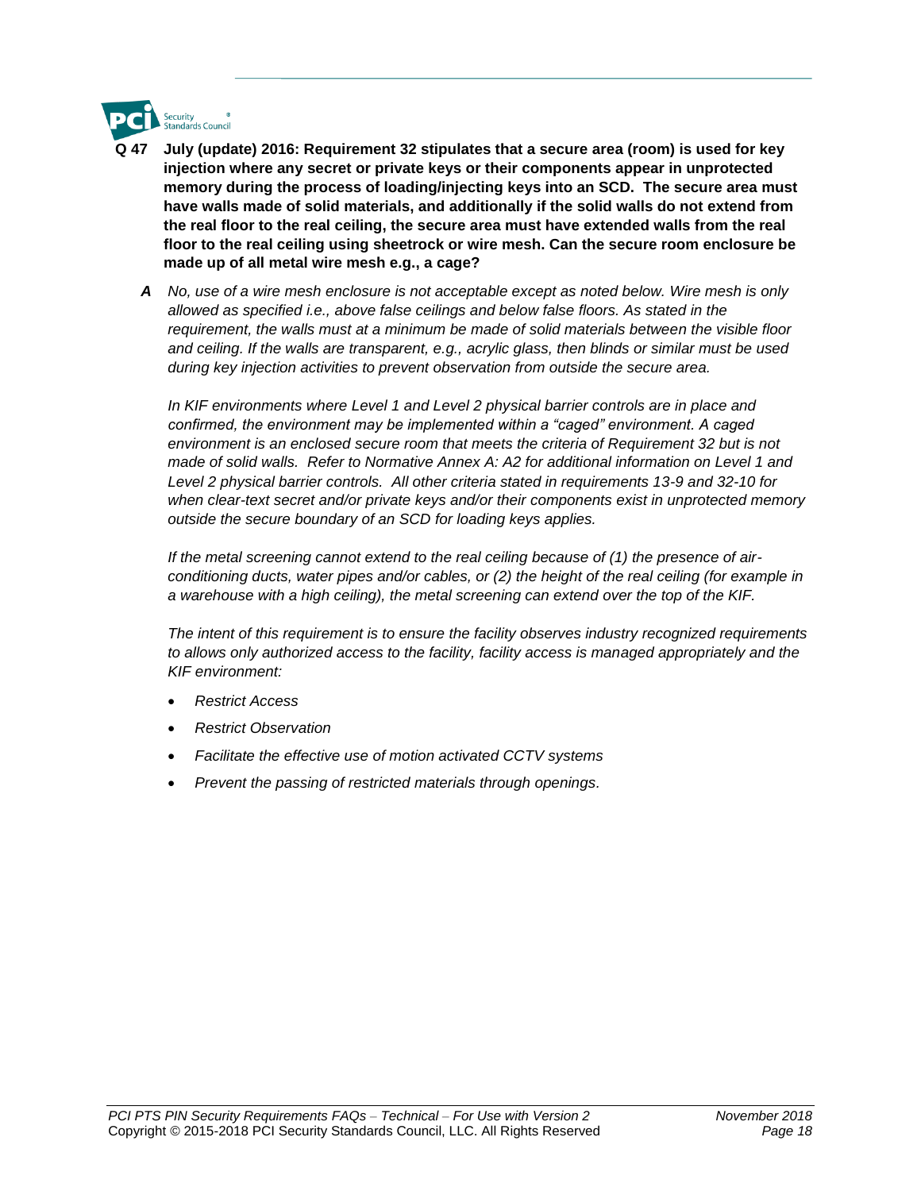**Q 47 July (update) 2016: Requirement 32 stipulates that a secure area (room) is used for key injection where any secret or private keys or their components appear in unprotected memory during the process of loading/injecting keys into an SCD. The secure area must have walls made of solid materials, and additionally if the solid walls do not extend from the real floor to the real ceiling, the secure area must have extended walls from the real floor to the real ceiling using sheetrock or wire mesh. Can the secure room enclosure be made up of all metal wire mesh e.g., a cage?**

***A*** *No, use of a wire mesh enclosure is not acceptable except as noted below. Wire mesh is only allowed as specified i.e., above false ceilings and below false floors. As stated in the requirement, the walls must at a minimum be made of solid materials between the visible floor and ceiling. If the walls are transparent, e.g., acrylic glass, then blinds or similar must be used during key injection activities to prevent observation from outside the secure area.*

*In KIF environments where Level 1 and Level 2 physical barrier controls are in place and confirmed, the environment may be implemented within a "caged" environment. A caged environment is an enclosed secure room that meets the criteria of Requirement 32 but is not made of solid walls. Refer to Normative Annex A: A2 for additional information on Level 1 and Level 2 physical barrier controls. All other criteria stated in requirements 13-9 and 32-10 for when clear-text secret and/or private keys and/or their components exist in unprotected memory outside the secure boundary of an SCD for loading keys applies.*

*If the metal screening cannot extend to the real ceiling because of (1) the presence of air-conditioning ducts, water pipes and/or cables, or (2) the height of the real ceiling (for example in a warehouse with a high ceiling), the metal screening can extend over the top of the KIF.*

*The intent of this requirement is to ensure the facility observes industry recognized requirements to allows only authorized access to the facility, facility access is managed appropriately and the KIF environment:*

- *Restrict Access*
- *Restrict Observation*
- *Facilitate the effective use of motion activated CCTV systems*
- *Prevent the passing of restricted materials through openings.*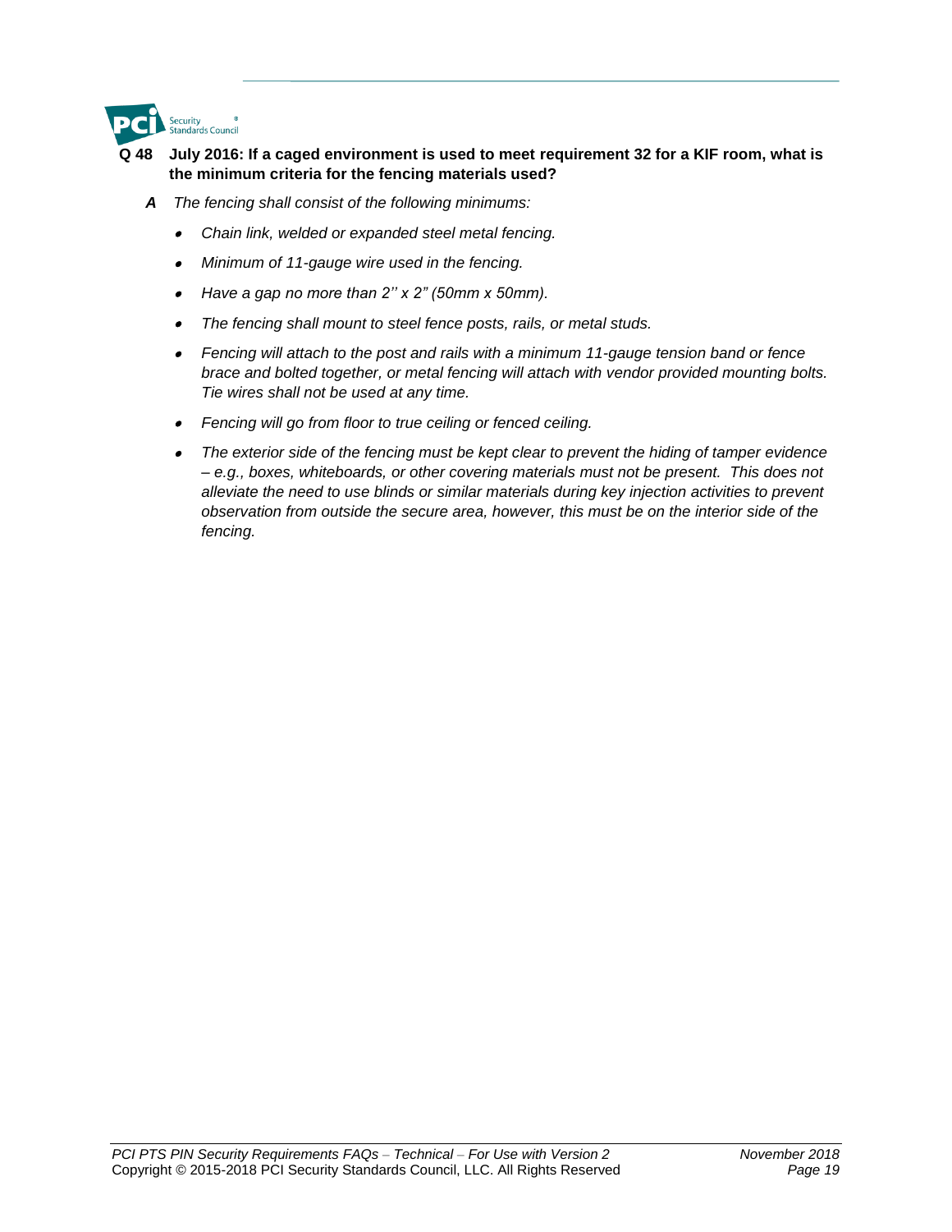**Q 48 July 2016: If a caged environment is used to meet requirement 32 for a KIF room, what is the minimum criteria for the fencing materials used?**

***A*** *The fencing shall consist of the following minimums:*

- *Chain link, welded or expanded steel metal fencing.*
- *Minimum of 11-gauge wire used in the fencing.*
- *Have a gap no more than 2'' x 2" (50mm x 50mm).*
- *The fencing shall mount to steel fence posts, rails, or metal studs.*
- *Fencing will attach to the post and rails with a minimum 11-gauge tension band or fence brace and bolted together, or metal fencing will attach with vendor provided mounting bolts. Tie wires shall not be used at any time.*
- *Fencing will go from floor to true ceiling or fenced ceiling.*
- *The exterior side of the fencing must be kept clear to prevent the hiding of tamper evidence – e.g., boxes, whiteboards, or other covering materials must not be present. This does not alleviate the need to use blinds or similar materials during key injection activities to prevent observation from outside the secure area, however, this must be on the interior side of the fencing.*